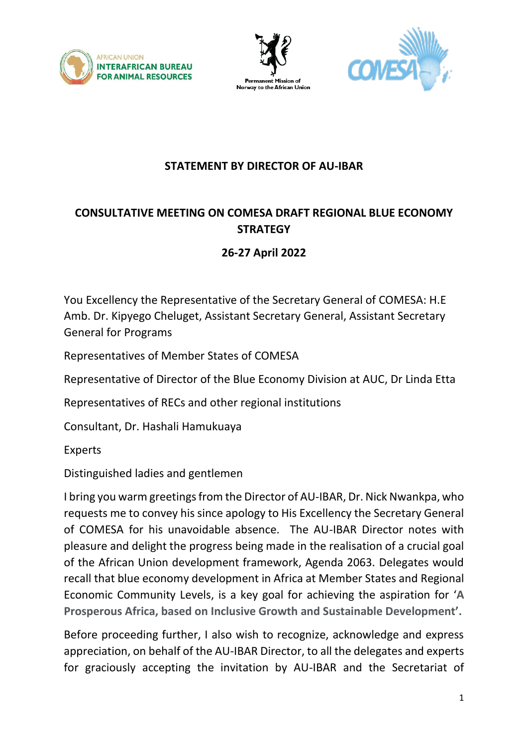**STATEMENT BY DIRECTOR OF AU-IBAR**

**CONSULTATIVE MEETING ON COMESA DRAFT REGIONAL BLUE ECONOMY STRATEGY**

**26-27 April 2022**

You Excellency the Representative of the Secretary General of COMESA: H.E Amb. Dr. Kipyego Cheluget, Assistant Secretary General, Assistant Secretary General for Programs

Representatives of Member States of COMESA

Representative of Director of the Blue Economy Division at AUC, Dr Linda Etta

Representatives of RECs and other regional institutions

Consultant, Dr. Hashali Hamukuaya

Experts

Distinguished ladies and gentlemen

I bring you warm greetings from the Director of AU-IBAR, Dr. Nick Nwankpa, who requests me to convey his since apology to His Excellency the Secretary General of COMESA for his unavoidable absence. The AU-IBAR Director notes with pleasure and delight the progress being made in the realisation of a crucial goal of the African Union development framework, Agenda 2063. Delegates would recall that blue economy development in Africa at Member States and Regional Economic Community Levels, is a key goal for achieving the aspiration for '**A Prosperous Africa, based on Inclusive Growth and Sustainable Development'.**

Before proceeding further, I also wish to recognize, acknowledge and express appreciation, on behalf of the AU-IBAR Director, to all the delegates and experts for graciously accepting the invitation by AU-IBAR and the Secretariat of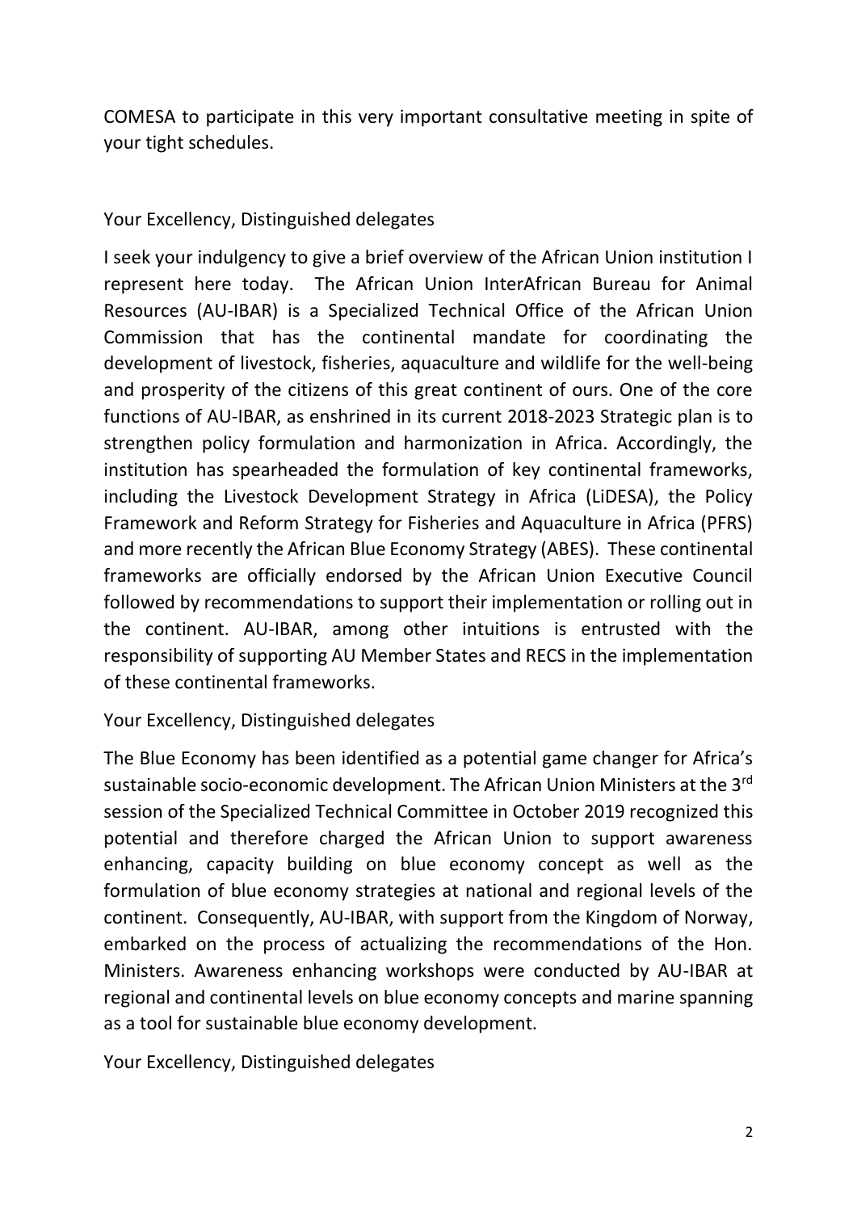COMESA to participate in this very important consultative meeting in spite of your tight schedules.

Your Excellency, Distinguished delegates

I seek your indulgency to give a brief overview of the African Union institution I represent here today. The African Union InterAfrican Bureau for Animal Resources (AU-IBAR) is a Specialized Technical Office of the African Union Commission that has the continental mandate for coordinating the development of livestock, fisheries, aquaculture and wildlife for the well-being and prosperity of the citizens of this great continent of ours. One of the core functions of AU-IBAR, as enshrined in its current 2018-2023 Strategic plan is to strengthen policy formulation and harmonization in Africa. Accordingly, the institution has spearheaded the formulation of key continental frameworks, including the Livestock Development Strategy in Africa (LiDESA), the Policy Framework and Reform Strategy for Fisheries and Aquaculture in Africa (PFRS) and more recently the African Blue Economy Strategy (ABES). These continental frameworks are officially endorsed by the African Union Executive Council followed by recommendations to support their implementation or rolling out in the continent. AU-IBAR, among other intuitions is entrusted with the responsibility of supporting AU Member States and RECS in the implementation of these continental frameworks.

Your Excellency, Distinguished delegates

The Blue Economy has been identified as a potential game changer for Africa's sustainable socio-economic development. The African Union Ministers at the 3rd session of the Specialized Technical Committee in October 2019 recognized this potential and therefore charged the African Union to support awareness enhancing, capacity building on blue economy concept as well as the formulation of blue economy strategies at national and regional levels of the continent. Consequently, AU-IBAR, with support from the Kingdom of Norway, embarked on the process of actualizing the recommendations of the Hon. Ministers. Awareness enhancing workshops were conducted by AU-IBAR at regional and continental levels on blue economy concepts and marine spanning as a tool for sustainable blue economy development.

Your Excellency, Distinguished delegates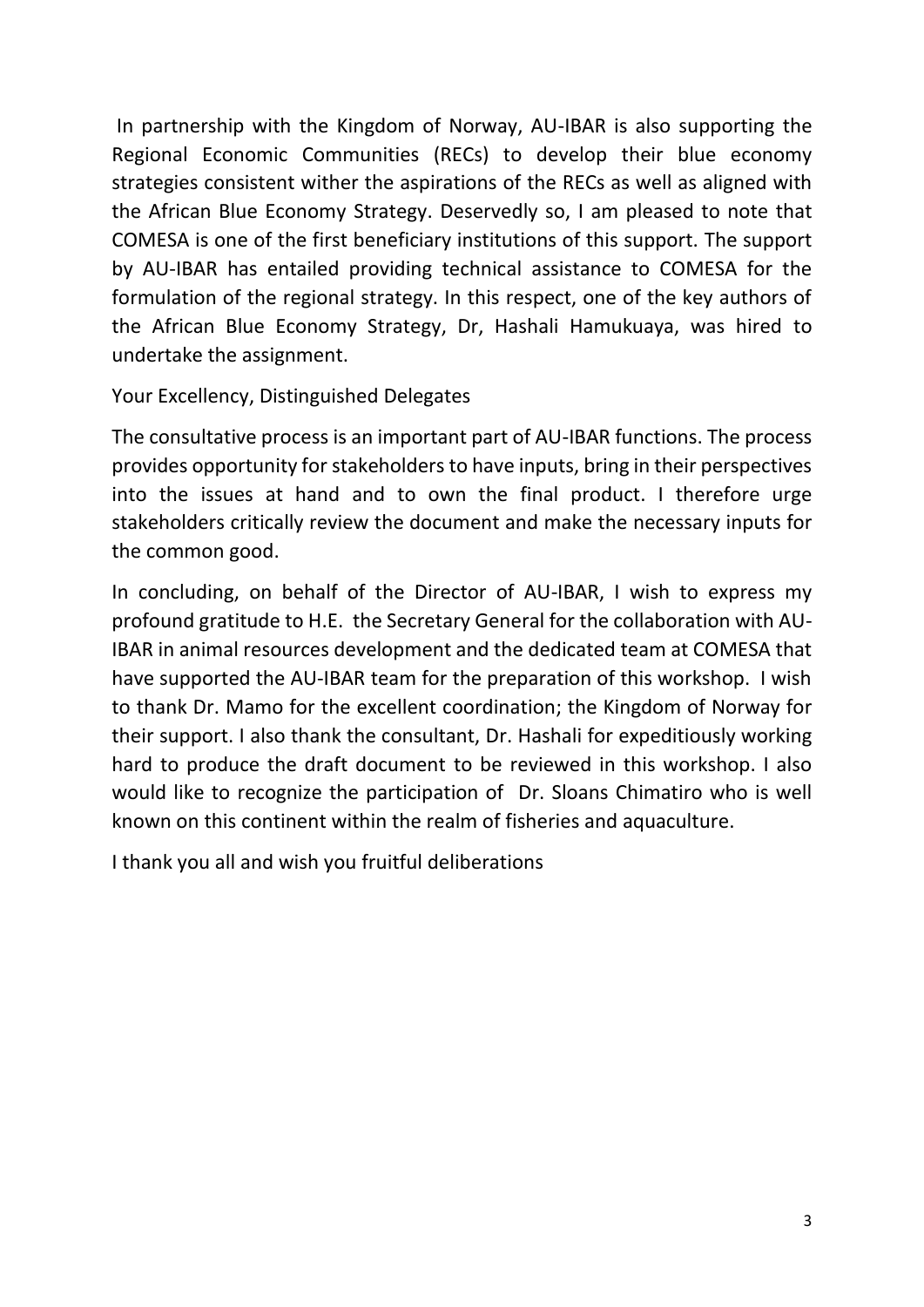In partnership with the Kingdom of Norway, AU-IBAR is also supporting the Regional Economic Communities (RECs) to develop their blue economy strategies consistent wither the aspirations of the RECs as well as aligned with the African Blue Economy Strategy. Deservedly so, I am pleased to note that COMESA is one of the first beneficiary institutions of this support. The support by AU-IBAR has entailed providing technical assistance to COMESA for the formulation of the regional strategy. In this respect, one of the key authors of the African Blue Economy Strategy, Dr, Hashali Hamukuaya, was hired to undertake the assignment.

Your Excellency, Distinguished Delegates

The consultative process is an important part of AU-IBAR functions. The process provides opportunity for stakeholders to have inputs, bring in their perspectives into the issues at hand and to own the final product. I therefore urge stakeholders critically review the document and make the necessary inputs for the common good.

In concluding, on behalf of the Director of AU-IBAR, I wish to express my profound gratitude to H.E. the Secretary General for the collaboration with AU-IBAR in animal resources development and the dedicated team at COMESA that have supported the AU-IBAR team for the preparation of this workshop. I wish to thank Dr. Mamo for the excellent coordination; the Kingdom of Norway for their support. I also thank the consultant, Dr. Hashali for expeditiously working hard to produce the draft document to be reviewed in this workshop. I also would like to recognize the participation of Dr. Sloans Chimatiro who is well known on this continent within the realm of fisheries and aquaculture.

I thank you all and wish you fruitful deliberations